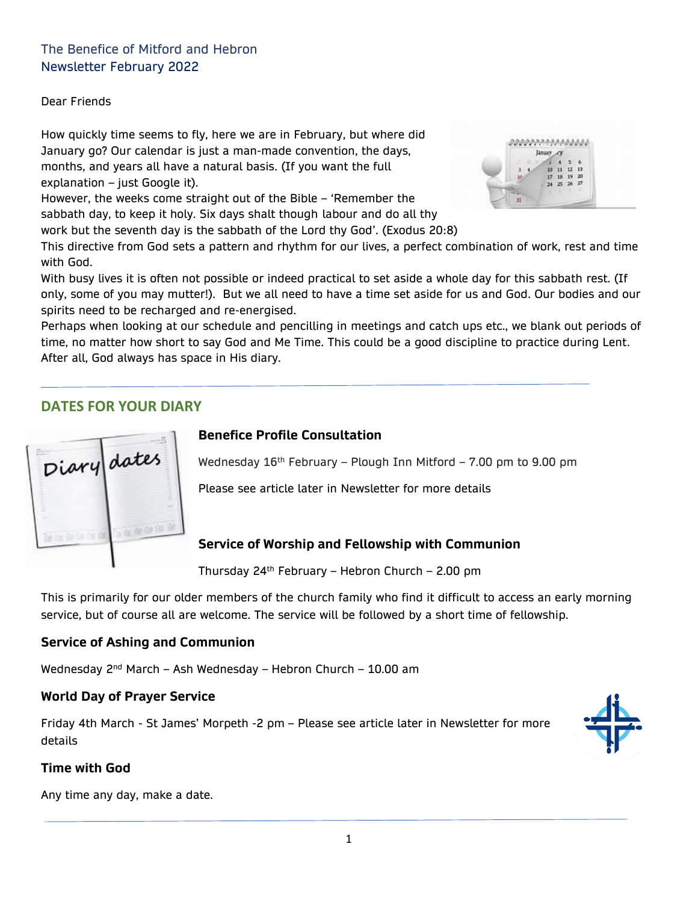# The Benefice of Mitford and Hebron
## Newsletter February 2022

Dear Friends

How quickly time seems to fly, here we are in February, but where did January go? Our calendar is just a man-made convention, the days, months, and years all have a natural basis. (If you want the full explanation – just Google it).

However, the weeks come straight out of the Bible – 'Remember the sabbath day, to keep it holy. Six days shalt though labour and do all thy work but the seventh day is the sabbath of the Lord thy God'. (Exodus 20:8)

This directive from God sets a pattern and rhythm for our lives, a perfect combination of work, rest and time with God.

With busy lives it is often not possible or indeed practical to set aside a whole day for this sabbath rest. (If only, some of you may mutter!). But we all need to have a time set aside for us and God. Our bodies and our spirits need to be recharged and re-energised.

Perhaps when looking at our schedule and pencilling in meetings and catch ups etc., we blank out periods of time, no matter how short to say God and Me Time. This could be a good discipline to practice during Lent. After all, God always has space in His diary.

---

## DATES FOR YOUR DIARY

### Benefice Profile Consultation

Wednesday 16th February – Plough Inn Mitford – 7.00 pm to 9.00 pm

Please see article later in Newsletter for more details

### Service of Worship and Fellowship with Communion

Thursday 24th February – Hebron Church – 2.00 pm

This is primarily for our older members of the church family who find it difficult to access an early morning service, but of course all are welcome. The service will be followed by a short time of fellowship.

### Service of Ashing and Communion

Wednesday 2nd March – Ash Wednesday – Hebron Church – 10.00 am

### World Day of Prayer Service

Friday 4th March - St James' Morpeth -2 pm – Please see article later in Newsletter for more details

### Time with God

Any time any day, make a date.

---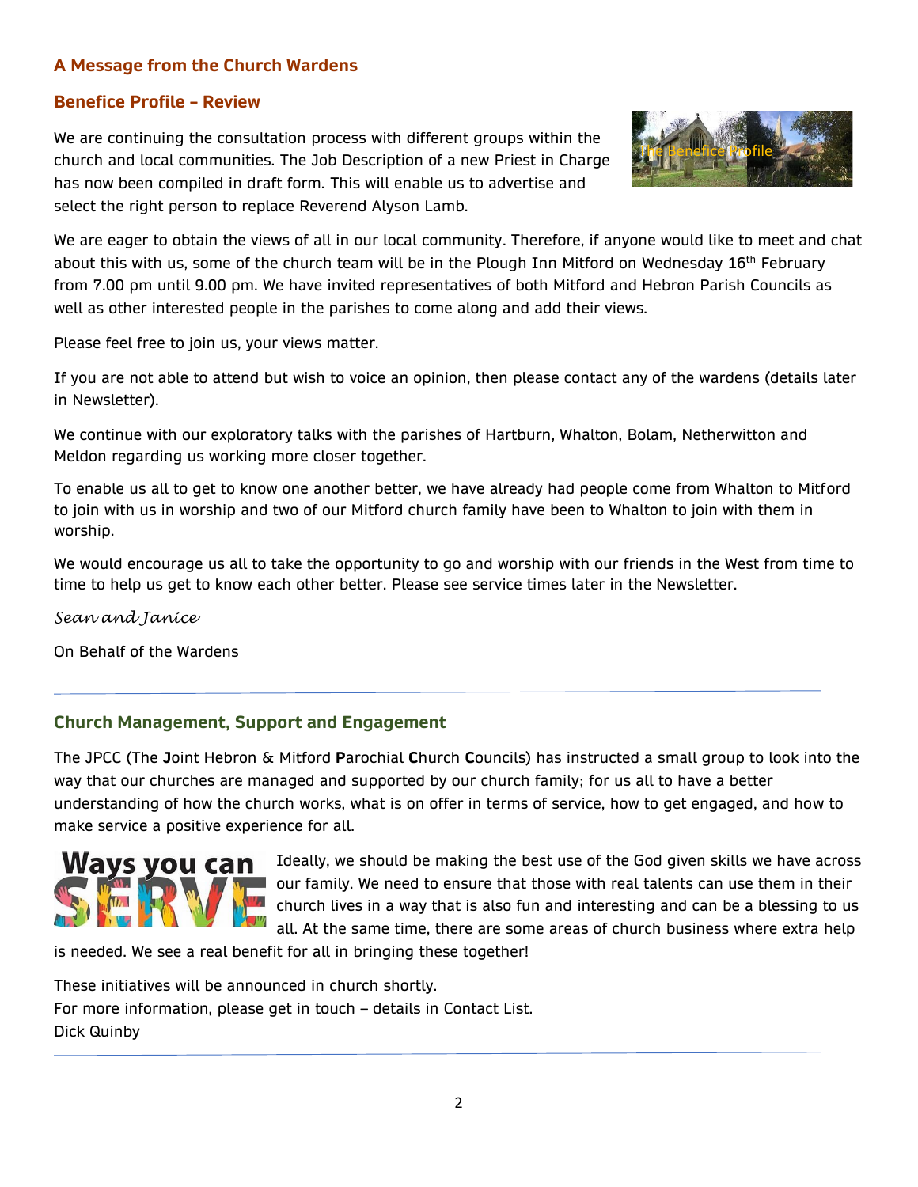## A Message from the Church Wardens

### Benefice Profile – Review

We are continuing the consultation process with different groups within the church and local communities. The Job Description of a new Priest in Charge has now been compiled in draft form. This will enable us to advertise and select the right person to replace Reverend Alyson Lamb.

We are eager to obtain the views of all in our local community. Therefore, if anyone would like to meet and chat about this with us, some of the church team will be in the Plough Inn Mitford on Wednesday 16th February from 7.00 pm until 9.00 pm. We have invited representatives of both Mitford and Hebron Parish Councils as well as other interested people in the parishes to come along and add their views.

Please feel free to join us, your views matter.

If you are not able to attend but wish to voice an opinion, then please contact any of the wardens (details later in Newsletter).

We continue with our exploratory talks with the parishes of Hartburn, Whalton, Bolam, Netherwitton and Meldon regarding us working more closer together.

To enable us all to get to know one another better, we have already had people come from Whalton to Mitford to join with us in worship and two of our Mitford church family have been to Whalton to join with them in worship.

We would encourage us all to take the opportunity to go and worship with our friends in the West from time to time to help us get to know each other better. Please see service times later in the Newsletter.

*Sean and Janice*

On Behalf of the Wardens

---

### Church Management, Support and Engagement

The JPCC (The **J**oint Hebron & Mitford **P**arochial **C**hurch **C**ouncils) has instructed a small group to look into the way that our churches are managed and supported by our church family; for us all to have a better understanding of how the church works, what is on offer in terms of service, how to get engaged, and how to make service a positive experience for all.

Ideally, we should be making the best use of the God given skills we have across our family. We need to ensure that those with real talents can use them in their church lives in a way that is also fun and interesting and can be a blessing to us all. At the same time, there are some areas of church business where extra help is needed. We see a real benefit for all in bringing these together!

These initiatives will be announced in church shortly.
For more information, please get in touch – details in Contact List.
Dick Quinby

---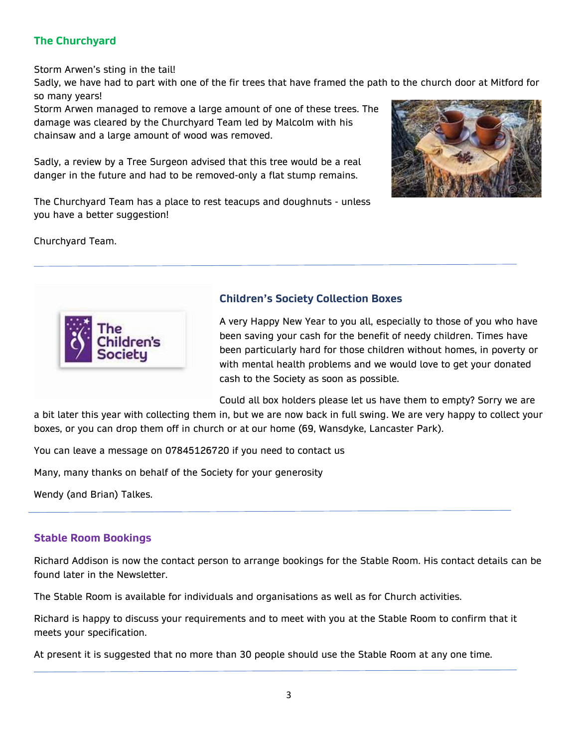## The Churchyard

Storm Arwen's sting in the tail!

Sadly, we have had to part with one of the fir trees that have framed the path to the church door at Mitford for so many years!

Storm Arwen managed to remove a large amount of one of these trees. The damage was cleared by the Churchyard Team led by Malcolm with his chainsaw and a large amount of wood was removed.

Sadly, a review by a Tree Surgeon advised that this tree would be a real danger in the future and had to be removed-only a flat stump remains.

The Churchyard Team has a place to rest teacups and doughnuts - unless you have a better suggestion!

Churchyard Team.

---

## Children's Society Collection Boxes

A very Happy New Year to you all, especially to those of you who have been saving your cash for the benefit of needy children. Times have been particularly hard for those children without homes, in poverty or with mental health problems and we would love to get your donated cash to the Society as soon as possible.

Could all box holders please let us have them to empty? Sorry we are a bit later this year with collecting them in, but we are now back in full swing. We are very happy to collect your boxes, or you can drop them off in church or at our home (69, Wansdyke, Lancaster Park).

You can leave a message on 07845126720 if you need to contact us

Many, many thanks on behalf of the Society for your generosity

Wendy (and Brian) Talkes.

---

## Stable Room Bookings

Richard Addison is now the contact person to arrange bookings for the Stable Room. His contact details can be found later in the Newsletter.

The Stable Room is available for individuals and organisations as well as for Church activities.

Richard is happy to discuss your requirements and to meet with you at the Stable Room to confirm that it meets your specification.

At present it is suggested that no more than 30 people should use the Stable Room at any one time.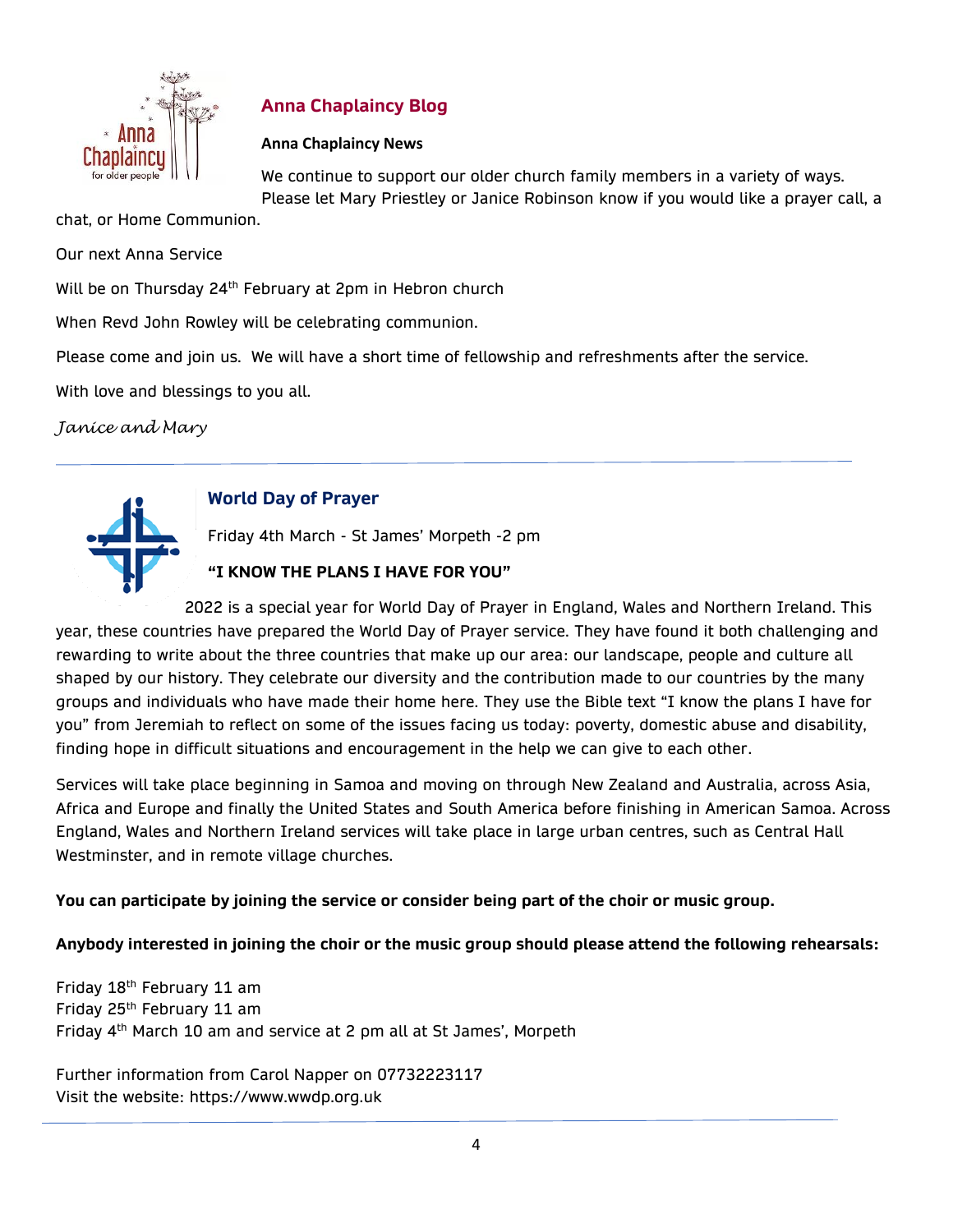## Anna Chaplaincy Blog

**Anna Chaplaincy News**

We continue to support our older church family members in a variety of ways. Please let Mary Priestley or Janice Robinson know if you would like a prayer call, a chat, or Home Communion.

Our next Anna Service

Will be on Thursday 24th February at 2pm in Hebron church

When Revd John Rowley will be celebrating communion.

Please come and join us. We will have a short time of fellowship and refreshments after the service.

With love and blessings to you all.

*Janice and Mary*

---

## World Day of Prayer

Friday 4th March - St James' Morpeth -2 pm

**"I KNOW THE PLANS I HAVE FOR YOU"**

2022 is a special year for World Day of Prayer in England, Wales and Northern Ireland. This year, these countries have prepared the World Day of Prayer service. They have found it both challenging and rewarding to write about the three countries that make up our area: our landscape, people and culture all shaped by our history. They celebrate our diversity and the contribution made to our countries by the many groups and individuals who have made their home here. They use the Bible text "I know the plans I have for you" from Jeremiah to reflect on some of the issues facing us today: poverty, domestic abuse and disability, finding hope in difficult situations and encouragement in the help we can give to each other.

Services will take place beginning in Samoa and moving on through New Zealand and Australia, across Asia, Africa and Europe and finally the United States and South America before finishing in American Samoa. Across England, Wales and Northern Ireland services will take place in large urban centres, such as Central Hall Westminster, and in remote village churches.

**You can participate by joining the service or consider being part of the choir or music group.**

**Anybody interested in joining the choir or the music group should please attend the following rehearsals:**

Friday 18th February 11 am
Friday 25th February 11 am
Friday 4th March 10 am and service at 2 pm all at St James', Morpeth

Further information from Carol Napper on 07732223117
Visit the website: https://www.wwdp.org.uk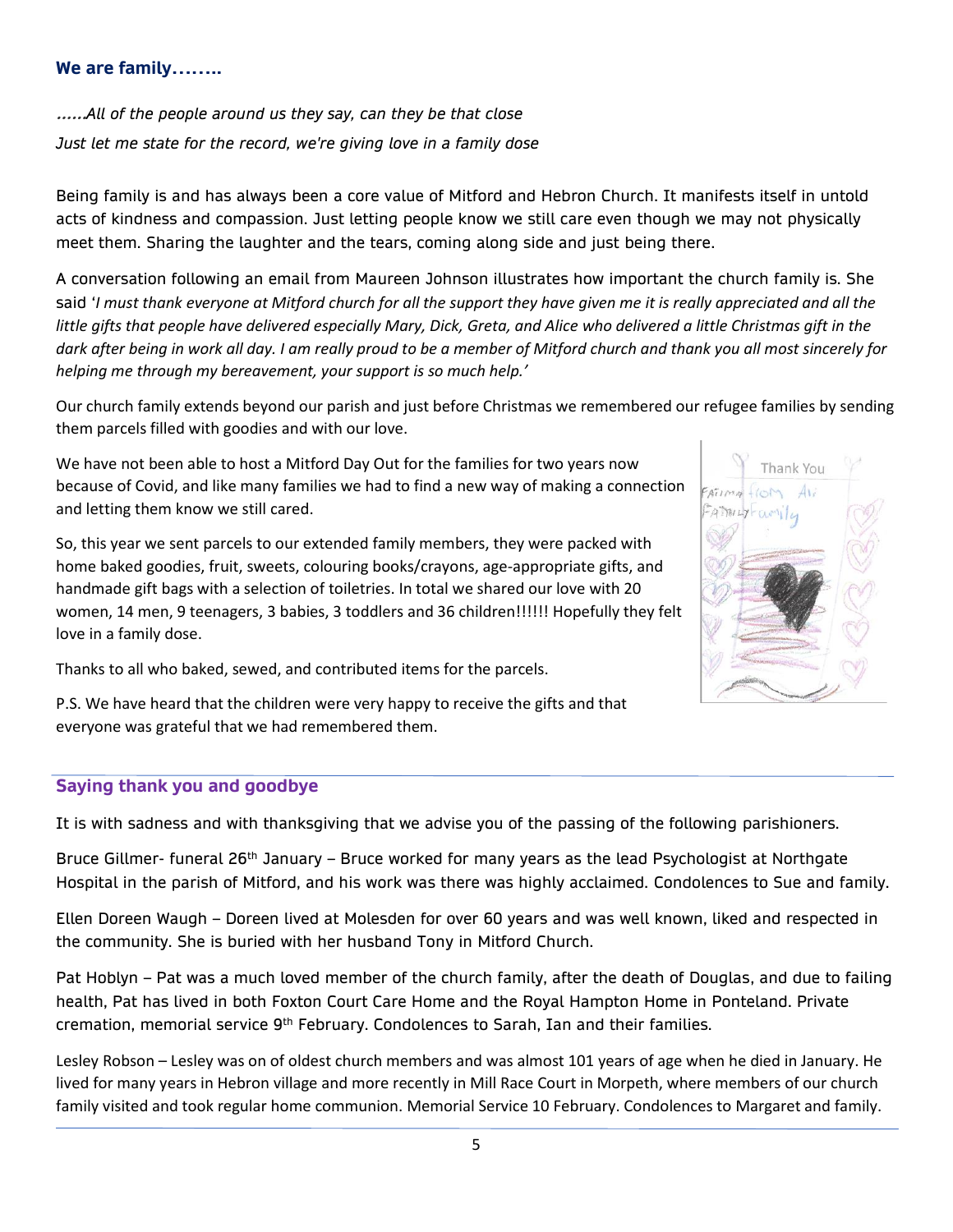### We are family……..

*……All of the people around us they say, can they be that close*
*Just let me state for the record, we're giving love in a family dose*

Being family is and has always been a core value of Mitford and Hebron Church. It manifests itself in untold acts of kindness and compassion. Just letting people know we still care even though we may not physically meet them. Sharing the laughter and the tears, coming along side and just being there.

A conversation following an email from Maureen Johnson illustrates how important the church family is. She said '*I must thank everyone at Mitford church for all the support they have given me it is really appreciated and all the little gifts that people have delivered especially Mary, Dick, Greta, and Alice who delivered a little Christmas gift in the dark after being in work all day. I am really proud to be a member of Mitford church and thank you all most sincerely for helping me through my bereavement, your support is so much help.*'

Our church family extends beyond our parish and just before Christmas we remembered our refugee families by sending them parcels filled with goodies and with our love.

We have not been able to host a Mitford Day Out for the families for two years now because of Covid, and like many families we had to find a new way of making a connection and letting them know we still cared.

So, this year we sent parcels to our extended family members, they were packed with home baked goodies, fruit, sweets, colouring books/crayons, age-appropriate gifts, and handmade gift bags with a selection of toiletries. In total we shared our love with 20 women, 14 men, 9 teenagers, 3 babies, 3 toddlers and 36 children!!!!!! Hopefully they felt love in a family dose.

Thanks to all who baked, sewed, and contributed items for the parcels.

P.S. We have heard that the children were very happy to receive the gifts and that everyone was grateful that we had remembered them.

Thank You
FATIMA from Ali
FAMILY family

### Saying thank you and goodbye

It is with sadness and with thanksgiving that we advise you of the passing of the following parishioners.

Bruce Gillmer- funeral 26th January – Bruce worked for many years as the lead Psychologist at Northgate Hospital in the parish of Mitford, and his work was there was highly acclaimed. Condolences to Sue and family.

Ellen Doreen Waugh – Doreen lived at Molesden for over 60 years and was well known, liked and respected in the community. She is buried with her husband Tony in Mitford Church.

Pat Hoblyn – Pat was a much loved member of the church family, after the death of Douglas, and due to failing health, Pat has lived in both Foxton Court Care Home and the Royal Hampton Home in Ponteland. Private cremation, memorial service 9th February. Condolences to Sarah, Ian and their families.

Lesley Robson – Lesley was on of oldest church members and was almost 101 years of age when he died in January. He lived for many years in Hebron village and more recently in Mill Race Court in Morpeth, where members of our church family visited and took regular home communion. Memorial Service 10 February. Condolences to Margaret and family.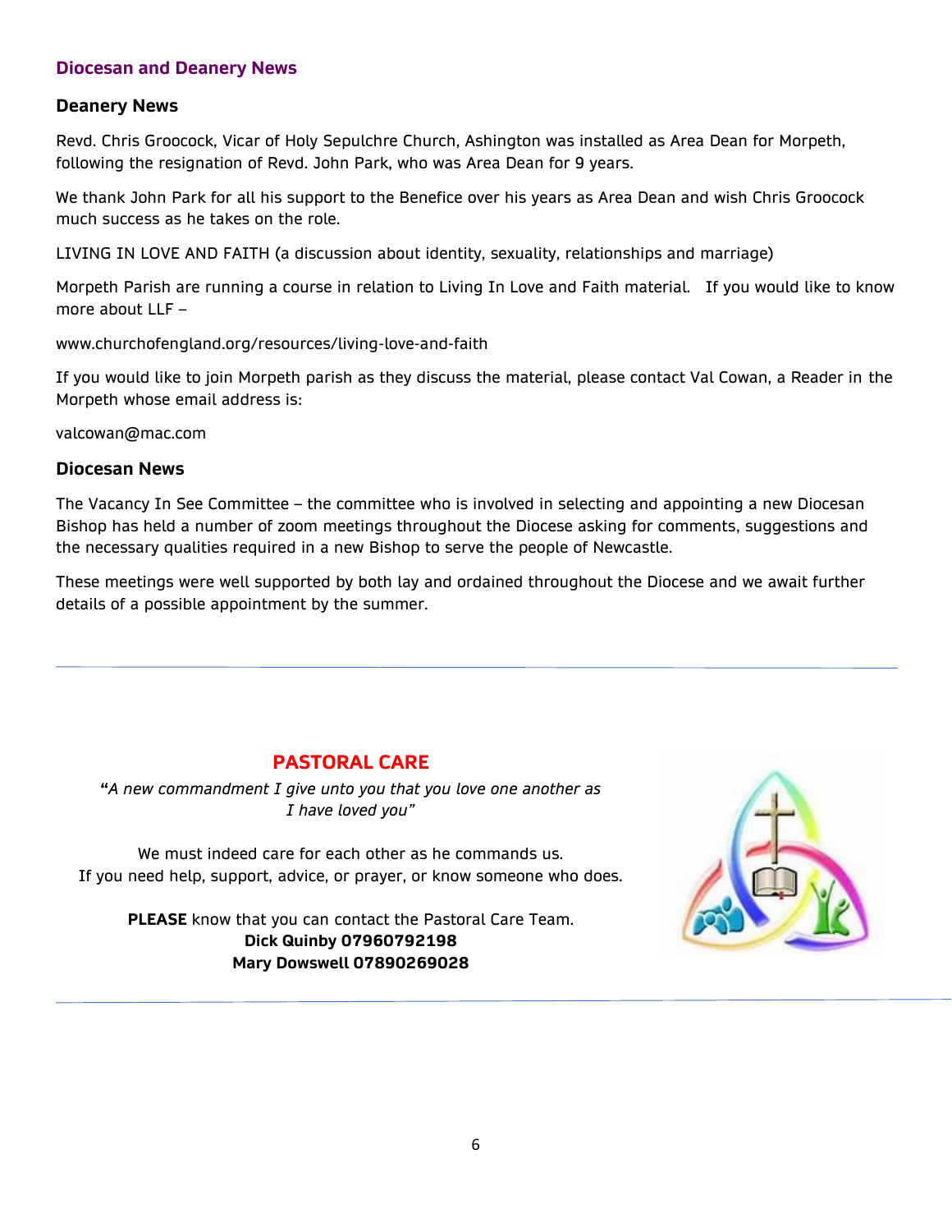## Diocesan and Deanery News

### Deanery News

Revd. Chris Groocock, Vicar of Holy Sepulchre Church, Ashington was installed as Area Dean for Morpeth, following the resignation of Revd. John Park, who was Area Dean for 9 years.

We thank John Park for all his support to the Benefice over his years as Area Dean and wish Chris Groocock much success as he takes on the role.

LIVING IN LOVE AND FAITH (a discussion about identity, sexuality, relationships and marriage)

Morpeth Parish are running a course in relation to Living In Love and Faith material. If you would like to know more about LLF –

www.churchofengland.org/resources/living-love-and-faith

If you would like to join Morpeth parish as they discuss the material, please contact Val Cowan, a Reader in the Morpeth whose email address is:

valcowan@mac.com

### Diocesan News

The Vacancy In See Committee – the committee who is involved in selecting and appointing a new Diocesan Bishop has held a number of zoom meetings throughout the Diocese asking for comments, suggestions and the necessary qualities required in a new Bishop to serve the people of Newcastle.

These meetings were well supported by both lay and ordained throughout the Diocese and we await further details of a possible appointment by the summer.

---

## PASTORAL CARE

**"***A new commandment I give unto you that you love one another as I have loved you"*

We must indeed care for each other as he commands us.
If you need help, support, advice, or prayer, or know someone who does.

**PLEASE** know that you can contact the Pastoral Care Team.
**Dick Quinby 07960792198**
**Mary Dowswell 07890269028**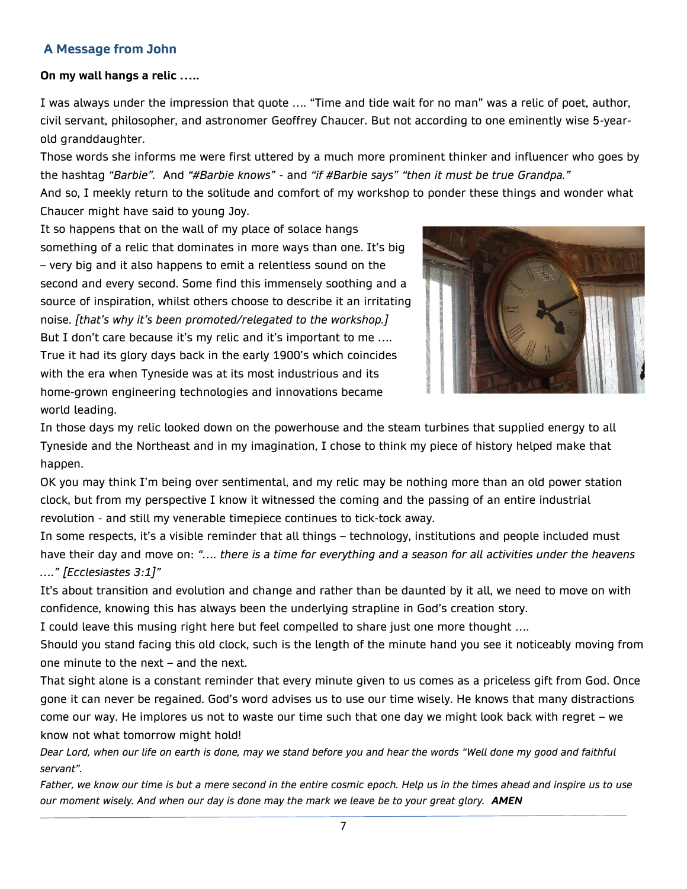## A Message from John

**On my wall hangs a relic …..**

I was always under the impression that quote …. "Time and tide wait for no man" was a relic of poet, author, civil servant, philosopher, and astronomer Geoffrey Chaucer. But not according to one eminently wise 5-year-old granddaughter.

Those words she informs me were first uttered by a much more prominent thinker and influencer who goes by the hashtag *"Barbie".* And *"#Barbie knows"* - and *"if #Barbie says" "then it must be true Grandpa."*

And so, I meekly return to the solitude and comfort of my workshop to ponder these things and wonder what Chaucer might have said to young Joy.

It so happens that on the wall of my place of solace hangs something of a relic that dominates in more ways than one. It's big – very big and it also happens to emit a relentless sound on the second and every second. Some find this immensely soothing and a source of inspiration, whilst others choose to describe it an irritating noise. *[that's why it's been promoted/relegated to the workshop.]*

But I don't care because it's my relic and it's important to me ….

True it had its glory days back in the early 1900's which coincides with the era when Tyneside was at its most industrious and its home-grown engineering technologies and innovations became world leading.

In those days my relic looked down on the powerhouse and the steam turbines that supplied energy to all Tyneside and the Northeast and in my imagination, I chose to think my piece of history helped make that happen.

OK you may think I'm being over sentimental, and my relic may be nothing more than an old power station clock, but from my perspective I know it witnessed the coming and the passing of an entire industrial revolution - and still my venerable timepiece continues to tick-tock away.

In some respects, it's a visible reminder that all things – technology, institutions and people included must have their day and move on: *"…. there is a time for everything and a season for all activities under the heavens …." [Ecclesiastes 3:1]"*

It's about transition and evolution and change and rather than be daunted by it all, we need to move on with confidence, knowing this has always been the underlying strapline in God's creation story.

I could leave this musing right here but feel compelled to share just one more thought ….

Should you stand facing this old clock, such is the length of the minute hand you see it noticeably moving from one minute to the next – and the next.

That sight alone is a constant reminder that every minute given to us comes as a priceless gift from God. Once gone it can never be regained. God's word advises us to use our time wisely. He knows that many distractions come our way. He implores us not to waste our time such that one day we might look back with regret – we know not what tomorrow might hold!

*Dear Lord, when our life on earth is done, may we stand before you and hear the words "Well done my good and faithful servant".*

*Father, we know our time is but a mere second in the entire cosmic epoch. Help us in the times ahead and inspire us to use our moment wisely. And when our day is done may the mark we leave be to your great glory.* ***AMEN***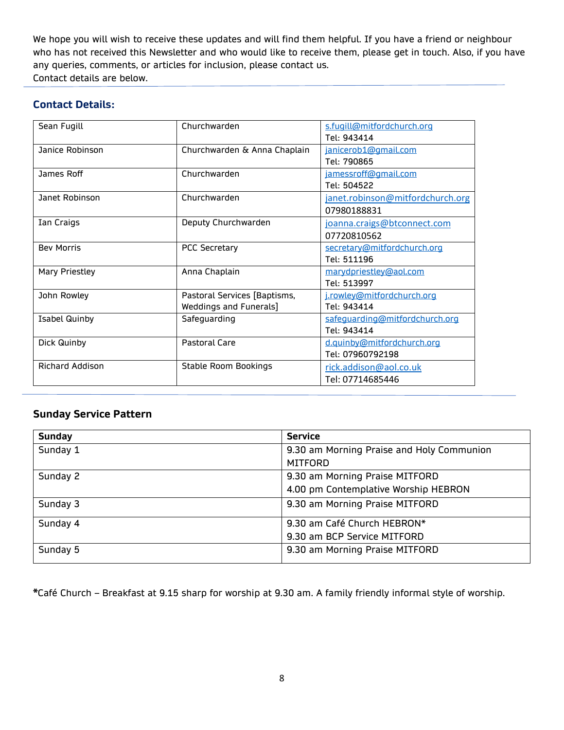We hope you will wish to receive these updates and will find them helpful. If you have a friend or neighbour who has not received this Newsletter and who would like to receive them, please get in touch. Also, if you have any queries, comments, or articles for inclusion, please contact us.
Contact details are below.

## Contact Details:

| | | |
|---|---|---|
| Sean Fugill | Churchwarden | s.fugill@mitfordchurch.org<br>Tel: 943414 |
| Janice Robinson | Churchwarden & Anna Chaplain | janicerob1@gmail.com<br>Tel: 790865 |
| James Roff | Churchwarden | jamessroff@gmail.com<br>Tel: 504522 |
| Janet Robinson | Churchwarden | janet.robinson@mitfordchurch.org<br>07980188831 |
| Ian Craigs | Deputy Churchwarden | joanna.craigs@btconnect.com<br>07720810562 |
| Bev Morris | PCC Secretary | secretary@mitfordchurch.org<br>Tel: 511196 |
| Mary Priestley | Anna Chaplain | marydpriestley@aol.com<br>Tel: 513997 |
| John Rowley | Pastoral Services [Baptisms, Weddings and Funerals] | j.rowley@mitfordchurch.org<br>Tel: 943414 |
| Isabel Quinby | Safeguarding | safeguarding@mitfordchurch.org<br>Tel: 943414 |
| Dick Quinby | Pastoral Care | d.quinby@mitfordchurch.org<br>Tel: 07960792198 |
| Richard Addison | Stable Room Bookings | rick.addison@aol.co.uk<br>Tel: 07714685446 |

## Sunday Service Pattern

| Sunday | Service |
|---|---|
| Sunday 1 | 9.30 am Morning Praise and Holy Communion MITFORD |
| Sunday 2 | 9.30 am Morning Praise MITFORD<br>4.00 pm Contemplative Worship HEBRON |
| Sunday 3 | 9.30 am Morning Praise MITFORD |
| Sunday 4 | 9.30 am Café Church HEBRON*<br>9.30 am BCP Service MITFORD |
| Sunday 5 | 9.30 am Morning Praise MITFORD |

*Café Church – Breakfast at 9.15 sharp for worship at 9.30 am. A family friendly informal style of worship.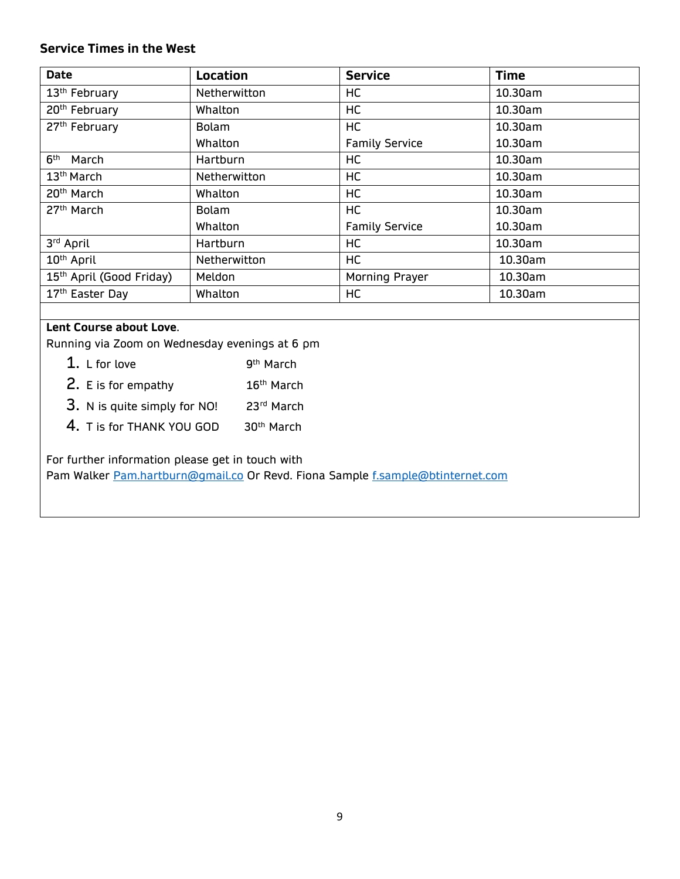**Service Times in the West**

| Date | Location | Service | Time |
| --- | --- | --- | --- |
| 13th February | Netherwitton | HC | 10.30am |
| 20th February | Whalton | HC | 10.30am |
| 27th February | Bolam | HC | 10.30am |
| | Whalton | Family Service | 10.30am |
| 6th March | Hartburn | HC | 10.30am |
| 13th March | Netherwitton | HC | 10.30am |
| 20th March | Whalton | HC | 10.30am |
| 27th March | Bolam | HC | 10.30am |
| | Whalton | Family Service | 10.30am |
| 3rd April | Hartburn | HC | 10.30am |
| 10th April | Netherwitton | HC | 10.30am |
| 15th April (Good Friday) | Meldon | Morning Prayer | 10.30am |
| 17th Easter Day | Whalton | HC | 10.30am |

**Lent Course about Love**.

Running via Zoom on Wednesday evenings at 6 pm

1. L for love 9th March
2. E is for empathy 16th March
3. N is quite simply for NO! 23rd March
4. T is for THANK YOU GOD 30th March

For further information please get in touch with
Pam Walker Pam.hartburn@gmail.co Or Revd. Fiona Sample f.sample@btinternet.com